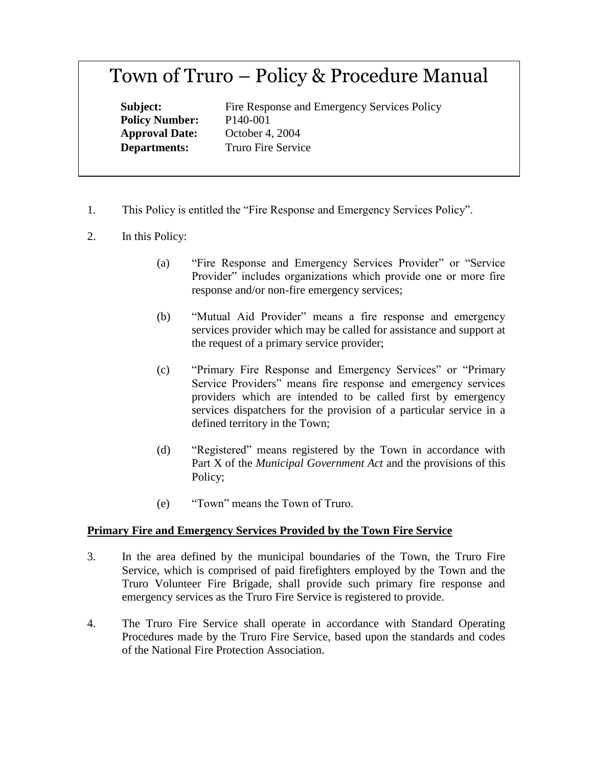# Town of Truro – Policy & Procedure Manual

**Subject:** Fire Response and Emergency Services Policy
**Policy Number:** P140-001
**Approval Date:** October 4, 2004
**Departments:** Truro Fire Service

1. This Policy is entitled the "Fire Response and Emergency Services Policy".

2. In this Policy:

   (a) "Fire Response and Emergency Services Provider" or "Service Provider" includes organizations which provide one or more fire response and/or non-fire emergency services;

   (b) "Mutual Aid Provider" means a fire response and emergency services provider which may be called for assistance and support at the request of a primary service provider;

   (c) "Primary Fire Response and Emergency Services" or "Primary Service Providers" means fire response and emergency services providers which are intended to be called first by emergency services dispatchers for the provision of a particular service in a defined territory in the Town;

   (d) "Registered" means registered by the Town in accordance with Part X of the *Municipal Government Act* and the provisions of this Policy;

   (e) "Town" means the Town of Truro.

**Primary Fire and Emergency Services Provided by the Town Fire Service**

3. In the area defined by the municipal boundaries of the Town, the Truro Fire Service, which is comprised of paid firefighters employed by the Town and the Truro Volunteer Fire Brigade, shall provide such primary fire response and emergency services as the Truro Fire Service is registered to provide.

4. The Truro Fire Service shall operate in accordance with Standard Operating Procedures made by the Truro Fire Service, based upon the standards and codes of the National Fire Protection Association.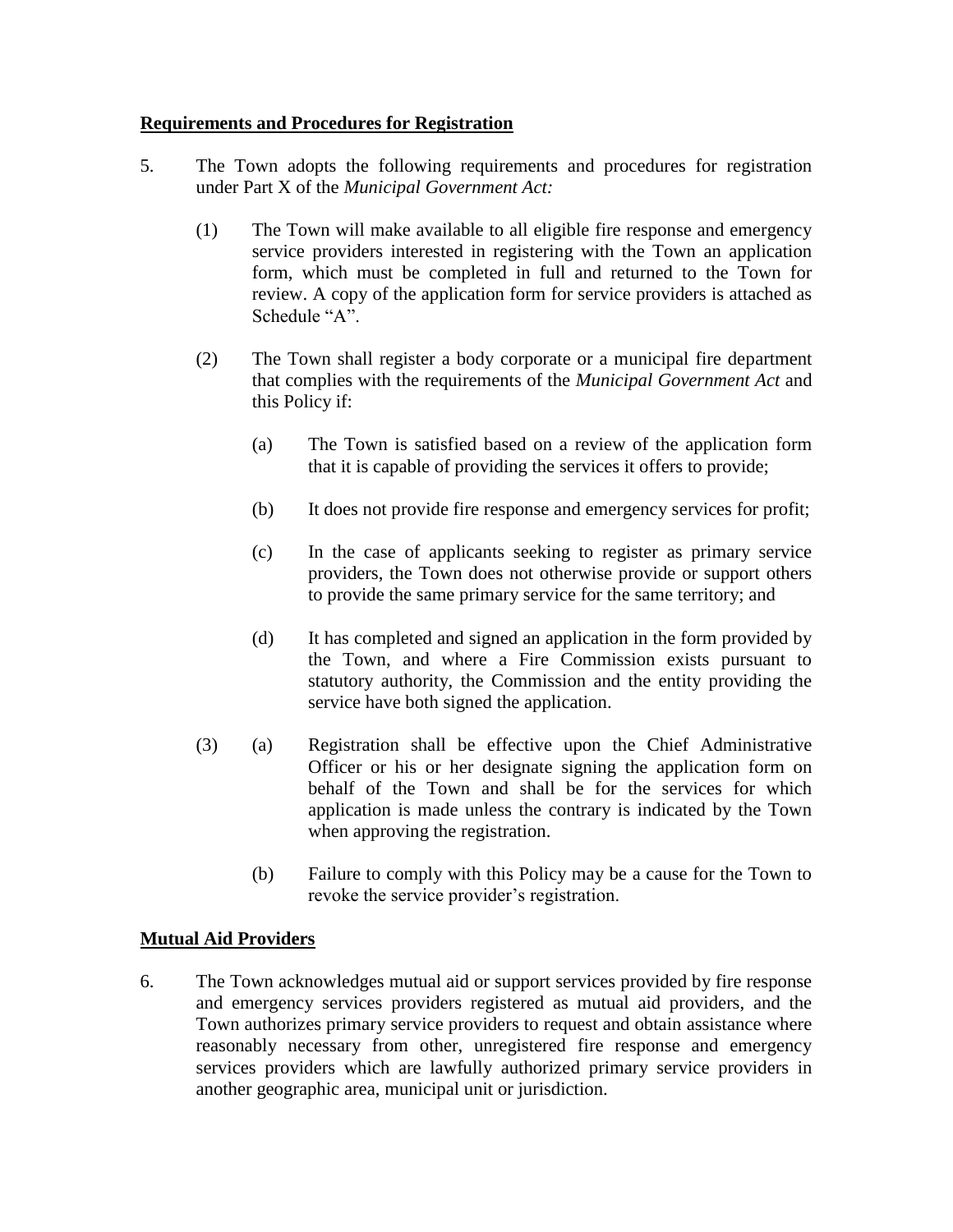**Requirements and Procedures for Registration**

5. The Town adopts the following requirements and procedures for registration under Part X of the *Municipal Government Act:*

   (1) The Town will make available to all eligible fire response and emergency service providers interested in registering with the Town an application form, which must be completed in full and returned to the Town for review. A copy of the application form for service providers is attached as Schedule "A".

   (2) The Town shall register a body corporate or a municipal fire department that complies with the requirements of the *Municipal Government Act* and this Policy if:

      (a) The Town is satisfied based on a review of the application form that it is capable of providing the services it offers to provide;

      (b) It does not provide fire response and emergency services for profit;

      (c) In the case of applicants seeking to register as primary service providers, the Town does not otherwise provide or support others to provide the same primary service for the same territory; and

      (d) It has completed and signed an application in the form provided by the Town, and where a Fire Commission exists pursuant to statutory authority, the Commission and the entity providing the service have both signed the application.

   (3) (a) Registration shall be effective upon the Chief Administrative Officer or his or her designate signing the application form on behalf of the Town and shall be for the services for which application is made unless the contrary is indicated by the Town when approving the registration.

      (b) Failure to comply with this Policy may be a cause for the Town to revoke the service provider's registration.

**Mutual Aid Providers**

6. The Town acknowledges mutual aid or support services provided by fire response and emergency services providers registered as mutual aid providers, and the Town authorizes primary service providers to request and obtain assistance where reasonably necessary from other, unregistered fire response and emergency services providers which are lawfully authorized primary service providers in another geographic area, municipal unit or jurisdiction.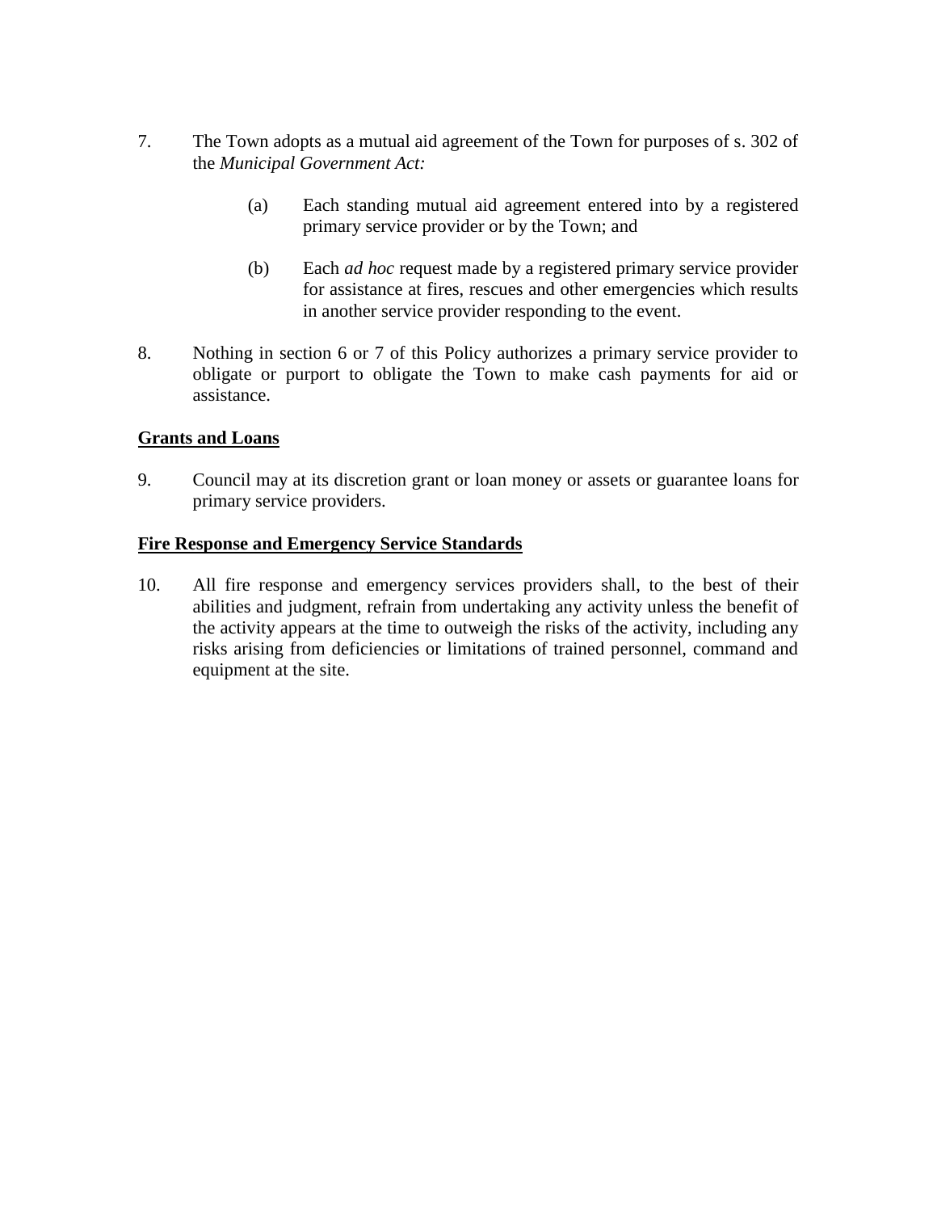7. The Town adopts as a mutual aid agreement of the Town for purposes of s. 302 of the *Municipal Government Act:*

   (a) Each standing mutual aid agreement entered into by a registered primary service provider or by the Town; and

   (b) Each *ad hoc* request made by a registered primary service provider for assistance at fires, rescues and other emergencies which results in another service provider responding to the event.

8. Nothing in section 6 or 7 of this Policy authorizes a primary service provider to obligate or purport to obligate the Town to make cash payments for aid or assistance.

**<u>Grants and Loans</u>**

9. Council may at its discretion grant or loan money or assets or guarantee loans for primary service providers.

**<u>Fire Response and Emergency Service Standards</u>**

10. All fire response and emergency services providers shall, to the best of their abilities and judgment, refrain from undertaking any activity unless the benefit of the activity appears at the time to outweigh the risks of the activity, including any risks arising from deficiencies or limitations of trained personnel, command and equipment at the site.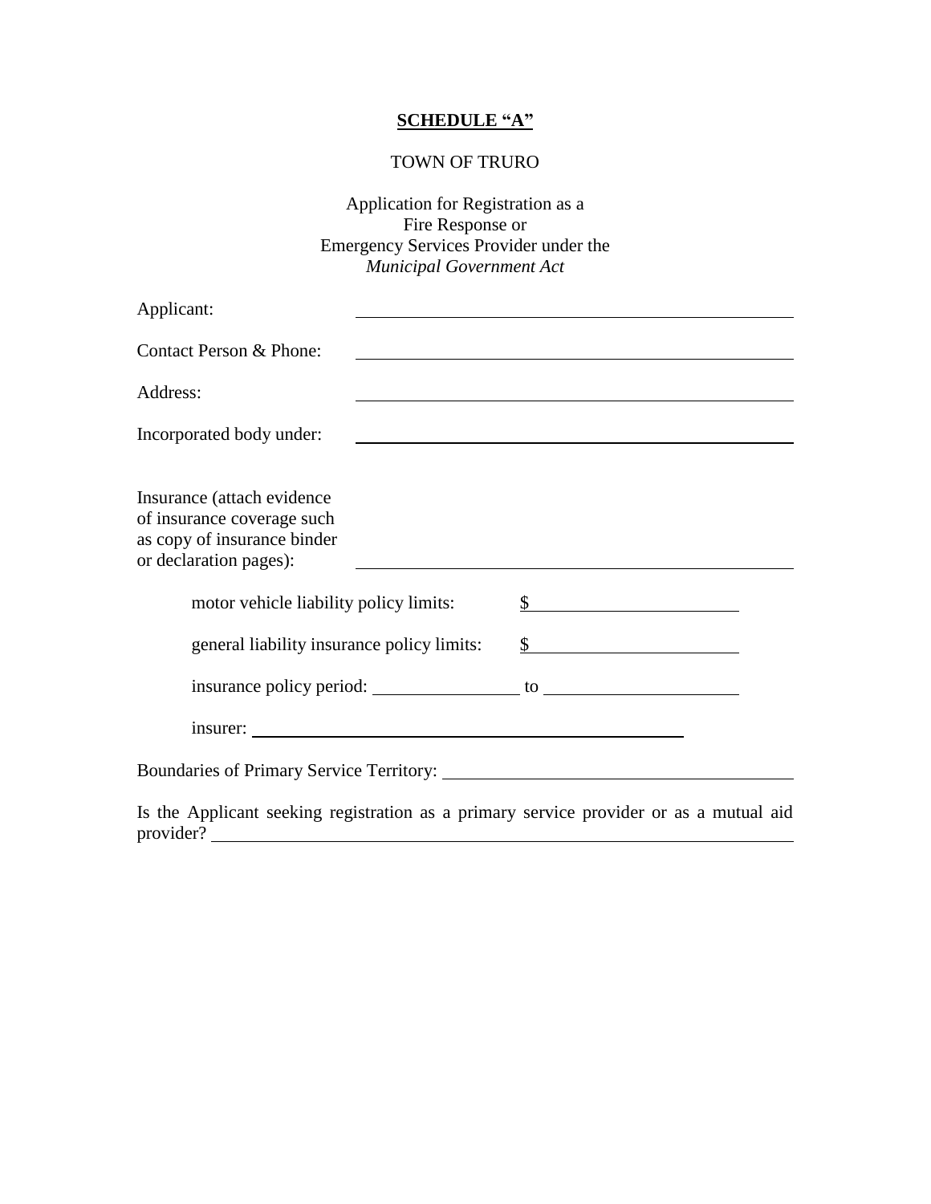**SCHEDULE "A"**

TOWN OF TRURO

Application for Registration as a
Fire Response or
Emergency Services Provider under the
*Municipal Government Act*

Applicant: \_\_\_\_\_\_\_\_\_\_\_\_\_\_\_\_\_\_\_\_\_\_\_\_\_\_\_\_\_\_\_\_\_\_\_\_\_\_\_\_

Contact Person & Phone: \_\_\_\_\_\_\_\_\_\_\_\_\_\_\_\_\_\_\_\_\_\_\_\_\_\_\_\_\_\_\_\_\_\_\_\_\_\_\_\_

Address: \_\_\_\_\_\_\_\_\_\_\_\_\_\_\_\_\_\_\_\_\_\_\_\_\_\_\_\_\_\_\_\_\_\_\_\_\_\_\_\_

Incorporated body under: \_\_\_\_\_\_\_\_\_\_\_\_\_\_\_\_\_\_\_\_\_\_\_\_\_\_\_\_\_\_\_\_\_\_\_\_\_\_\_\_

Insurance (attach evidence of insurance coverage such as copy of insurance binder or declaration pages): \_\_\_\_\_\_\_\_\_\_\_\_\_\_\_\_\_\_\_\_\_\_\_\_\_\_\_\_\_\_\_\_\_\_\_\_\_\_\_\_

motor vehicle liability policy limits: $\_\_\_\_\_\_\_\_\_\_\_\_\_\_\_\_\_\_\_\_

general liability insurance policy limits: $\_\_\_\_\_\_\_\_\_\_\_\_\_\_\_\_\_\_\_\_

insurance policy period: \_\_\_\_\_\_\_\_\_\_\_\_\_\_\_\_ to \_\_\_\_\_\_\_\_\_\_\_\_\_\_\_\_\_\_\_\_

insurer: \_\_\_\_\_\_\_\_\_\_\_\_\_\_\_\_\_\_\_\_\_\_\_\_\_\_\_\_\_\_\_\_\_\_\_\_\_\_\_\_

Boundaries of Primary Service Territory: \_\_\_\_\_\_\_\_\_\_\_\_\_\_\_\_\_\_\_\_\_\_\_\_\_\_\_\_\_\_\_\_\_\_\_\_

Is the Applicant seeking registration as a primary service provider or as a mutual aid provider? \_\_\_\_\_\_\_\_\_\_\_\_\_\_\_\_\_\_\_\_\_\_\_\_\_\_\_\_\_\_\_\_\_\_\_\_\_\_\_\_\_\_\_\_\_\_\_\_\_\_\_\_\_\_\_\_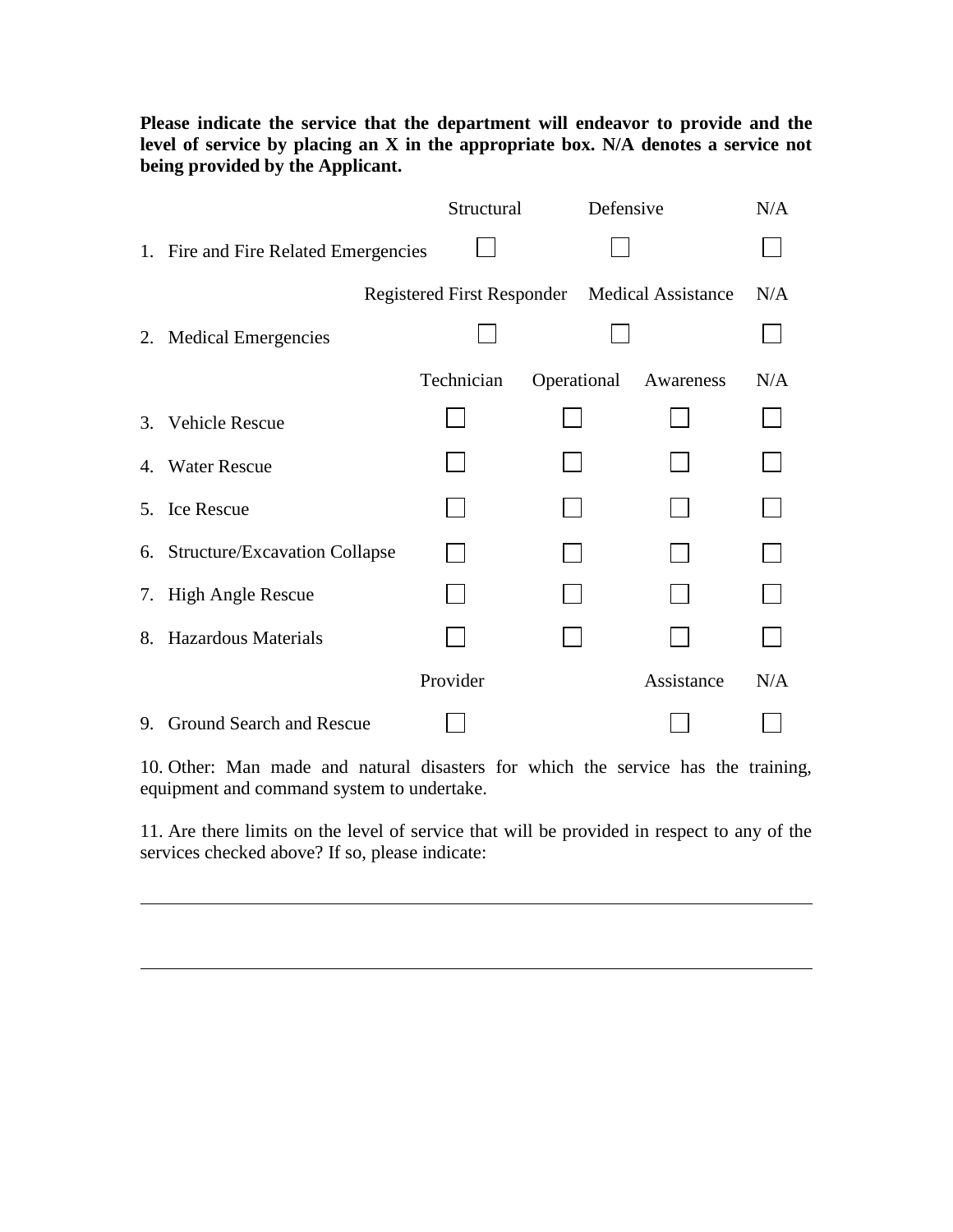**Please indicate the service that the department will endeavor to provide and the level of service by placing an X in the appropriate box. N/A denotes a service not being provided by the Applicant.**

| | Structural | Defensive | N/A |
|---|---|---|---|
| 1. Fire and Fire Related Emergencies | ☐ | ☐ | ☐ |

| | Registered First Responder | Medical Assistance | N/A |
|---|---|---|---|
| 2. Medical Emergencies | ☐ | ☐ | ☐ |

| | Technician | Operational | Awareness | N/A |
|---|---|---|---|---|
| 3. Vehicle Rescue | ☐ | ☐ | ☐ | ☐ |
| 4. Water Rescue | ☐ | ☐ | ☐ | ☐ |
| 5. Ice Rescue | ☐ | ☐ | ☐ | ☐ |
| 6. Structure/Excavation Collapse | ☐ | ☐ | ☐ | ☐ |
| 7. High Angle Rescue | ☐ | ☐ | ☐ | ☐ |
| 8. Hazardous Materials | ☐ | ☐ | ☐ | ☐ |

| | Provider | Assistance | N/A |
|---|---|---|---|
| 9. Ground Search and Rescue | ☐ | ☐ | ☐ |

10. Other: Man made and natural disasters for which the service has the training, equipment and command system to undertake.

11. Are there limits on the level of service that will be provided in respect to any of the services checked above? If so, please indicate:

\_\_\_\_\_\_\_\_\_\_\_\_\_\_\_\_\_\_\_\_\_\_\_\_\_\_\_\_\_\_\_\_\_\_\_\_\_\_\_\_\_\_\_\_\_\_\_\_\_\_\_\_\_\_\_\_\_\_\_\_\_\_\_\_\_\_\_\_\_\_\_\_\_\_\_\_\_\_

\_\_\_\_\_\_\_\_\_\_\_\_\_\_\_\_\_\_\_\_\_\_\_\_\_\_\_\_\_\_\_\_\_\_\_\_\_\_\_\_\_\_\_\_\_\_\_\_\_\_\_\_\_\_\_\_\_\_\_\_\_\_\_\_\_\_\_\_\_\_\_\_\_\_\_\_\_\_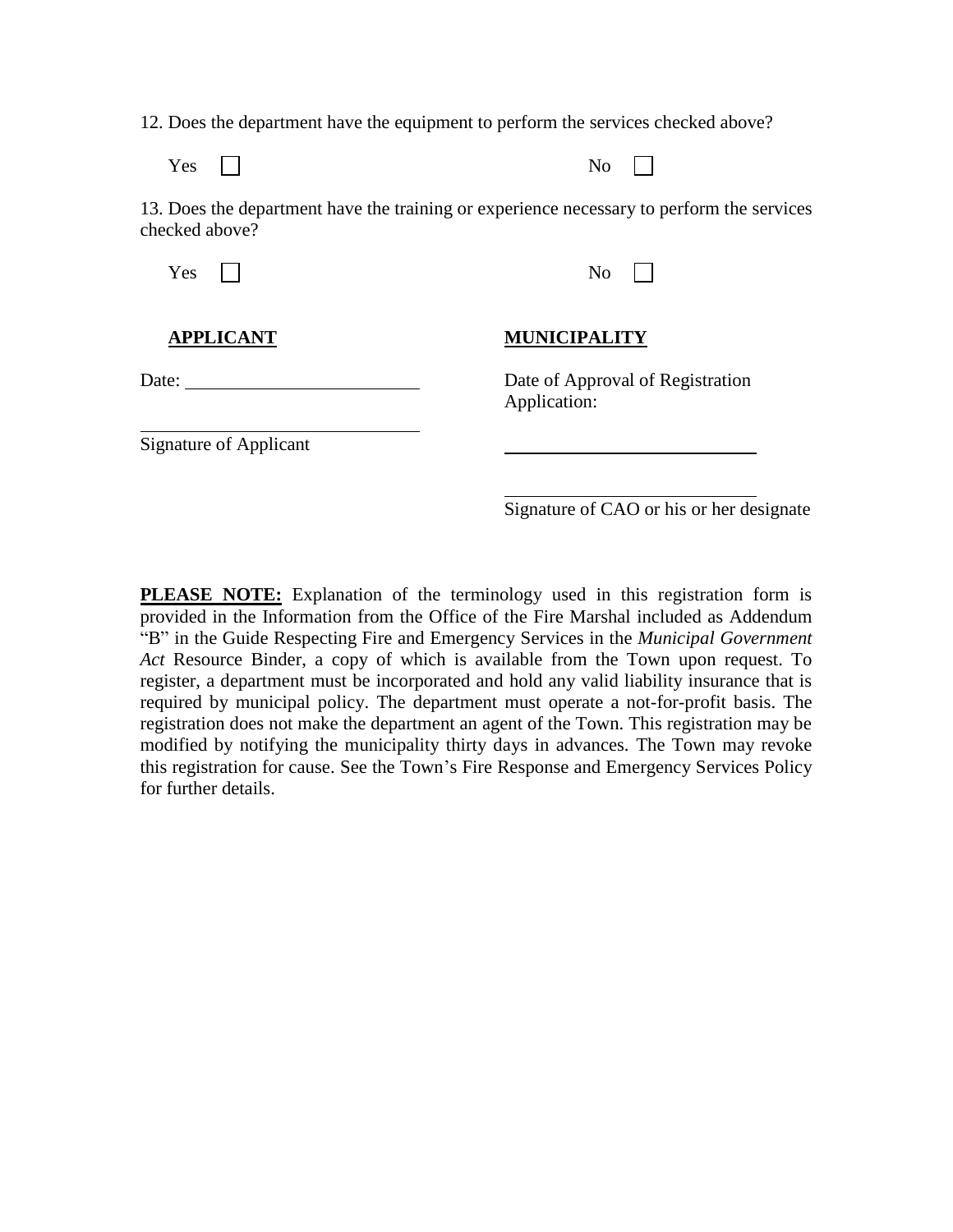12. Does the department have the equipment to perform the services checked above?

Yes ☐ No ☐

13. Does the department have the training or experience necessary to perform the services checked above?

Yes ☐ No ☐

**APPLICANT**

Date: ____________________________

____________________________

Signature of Applicant

**MUNICIPALITY**

Date of Approval of Registration Application:

____________________________

____________________________

Signature of CAO or his or her designate

**PLEASE NOTE:** Explanation of the terminology used in this registration form is provided in the Information from the Office of the Fire Marshal included as Addendum "B" in the Guide Respecting Fire and Emergency Services in the *Municipal Government Act* Resource Binder, a copy of which is available from the Town upon request. To register, a department must be incorporated and hold any valid liability insurance that is required by municipal policy. The department must operate a not-for-profit basis. The registration does not make the department an agent of the Town. This registration may be modified by notifying the municipality thirty days in advances. The Town may revoke this registration for cause. See the Town's Fire Response and Emergency Services Policy for further details.